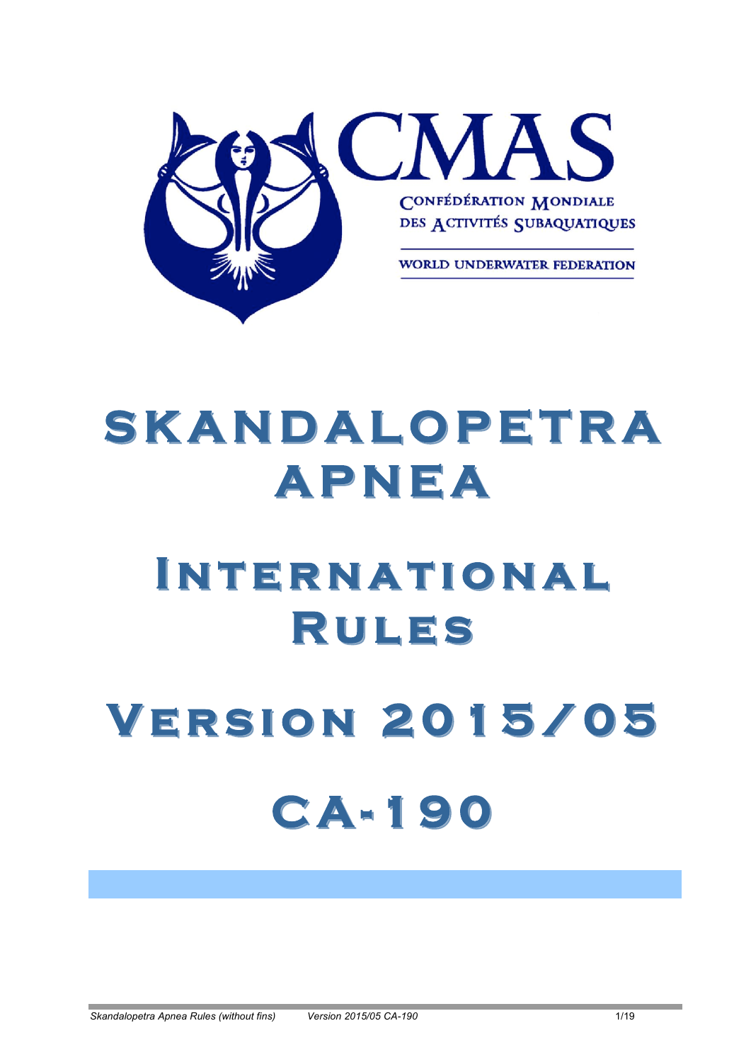CMAS

CONFÉDÉRATION MONDIALE DES ACTIVITÉS SUBAQUATIQUES

WORLD UNDERWATER FEDERATION

# SKANDALOPETRA APNEA

# INTERNATIONAL RULES

# VERSION 2015/05

# CA-190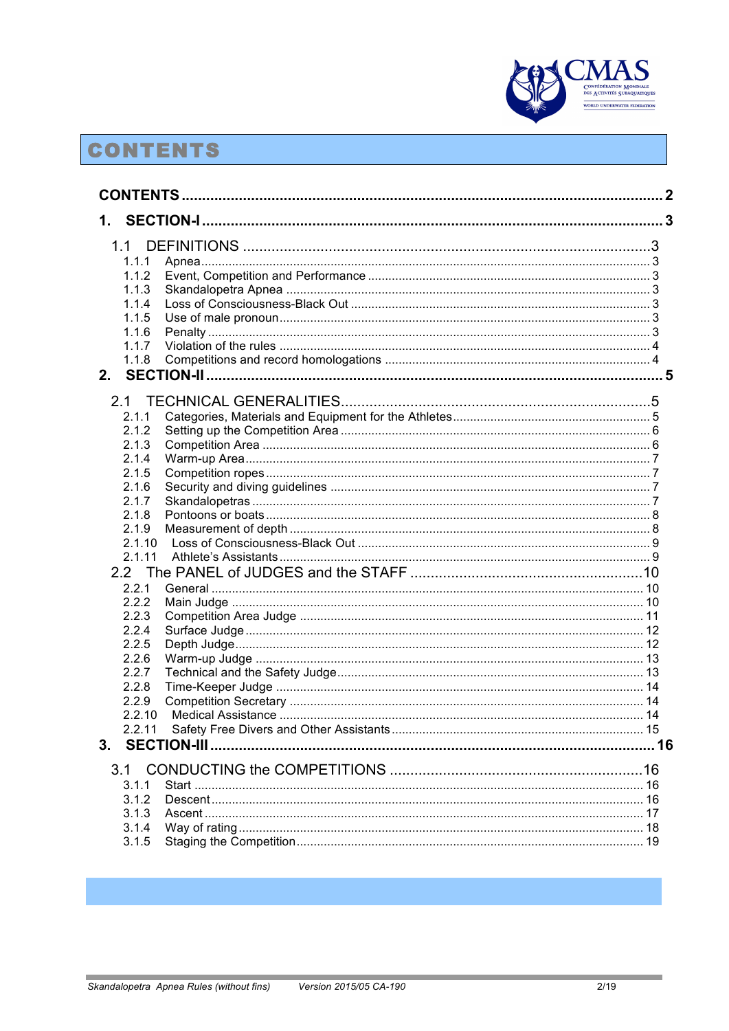# CONTENTS

**CONTENTS** .......... 2

**1. SECTION-I** .......... 3

1.1 DEFINITIONS .......... 3
- 1.1.1 Apnea .......... 3
- 1.1.2 Event, Competition and Performance .......... 3
- 1.1.3 Skandalopetra Apnea .......... 3
- 1.1.4 Loss of Consciousness-Black Out .......... 3
- 1.1.5 Use of male pronoun .......... 3
- 1.1.6 Penalty .......... 3
- 1.1.7 Violation of the rules .......... 4
- 1.1.8 Competitions and record homologations .......... 4

**2. SECTION-II** .......... 5

2.1 TECHNICAL GENERALITIES .......... 5
- 2.1.1 Categories, Materials and Equipment for the Athletes .......... 5
- 2.1.2 Setting up the Competition Area .......... 6
- 2.1.3 Competition Area .......... 6
- 2.1.4 Warm-up Area .......... 7
- 2.1.5 Competition ropes .......... 7
- 2.1.6 Security and diving guidelines .......... 7
- 2.1.7 Skandalopetras .......... 7
- 2.1.8 Pontoons or boats .......... 8
- 2.1.9 Measurement of depth .......... 8
- 2.1.10 Loss of Consciousness-Black Out .......... 9
- 2.1.11 Athlete's Assistants .......... 9

2.2 The PANEL of JUDGES and the STAFF .......... 10
- 2.2.1 General .......... 10
- 2.2.2 Main Judge .......... 10
- 2.2.3 Competition Area Judge .......... 11
- 2.2.4 Surface Judge .......... 12
- 2.2.5 Depth Judge .......... 12
- 2.2.6 Warm-up Judge .......... 13
- 2.2.7 Technical and the Safety Judge .......... 13
- 2.2.8 Time-Keeper Judge .......... 14
- 2.2.9 Competition Secretary .......... 14
- 2.2.10 Medical Assistance .......... 14
- 2.2.11 Safety Free Divers and Other Assistants .......... 15

**3. SECTION-III** .......... 16

3.1 CONDUCTING the COMPETITIONS .......... 16
- 3.1.1 Start .......... 16
- 3.1.2 Descent .......... 16
- 3.1.3 Ascent .......... 17
- 3.1.4 Way of rating .......... 18
- 3.1.5 Staging the Competition .......... 19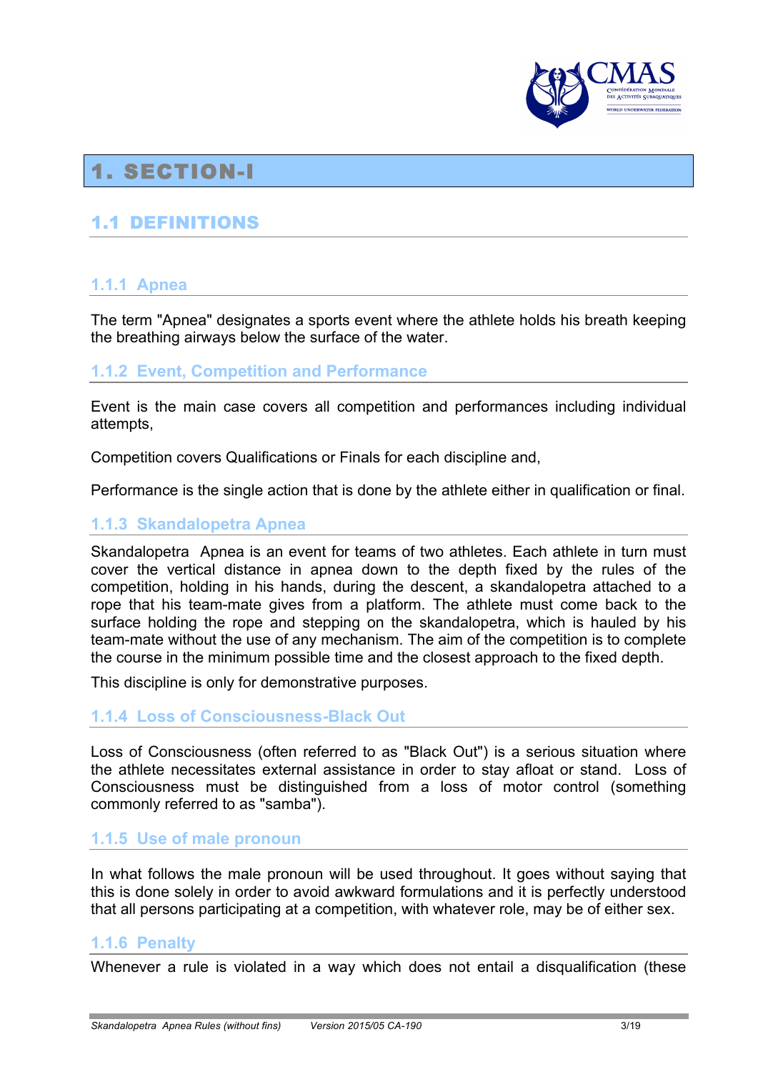# 1. SECTION-I

## 1.1 DEFINITIONS

### 1.1.1 Apnea

The term "Apnea" designates a sports event where the athlete holds his breath keeping the breathing airways below the surface of the water.

### 1.1.2 Event, Competition and Performance

Event is the main case covers all competition and performances including individual attempts,

Competition covers Qualifications or Finals for each discipline and,

Performance is the single action that is done by the athlete either in qualification or final.

### 1.1.3 Skandalopetra Apnea

Skandalopetra Apnea is an event for teams of two athletes. Each athlete in turn must cover the vertical distance in apnea down to the depth fixed by the rules of the competition, holding in his hands, during the descent, a skandalopetra attached to a rope that his team-mate gives from a platform. The athlete must come back to the surface holding the rope and stepping on the skandalopetra, which is hauled by his team-mate without the use of any mechanism. The aim of the competition is to complete the course in the minimum possible time and the closest approach to the fixed depth.

This discipline is only for demonstrative purposes.

### 1.1.4 Loss of Consciousness-Black Out

Loss of Consciousness (often referred to as "Black Out") is a serious situation where the athlete necessitates external assistance in order to stay afloat or stand. Loss of Consciousness must be distinguished from a loss of motor control (something commonly referred to as "samba").

### 1.1.5 Use of male pronoun

In what follows the male pronoun will be used throughout. It goes without saying that this is done solely in order to avoid awkward formulations and it is perfectly understood that all persons participating at a competition, with whatever role, may be of either sex.

### 1.1.6 Penalty

Whenever a rule is violated in a way which does not entail a disqualification (these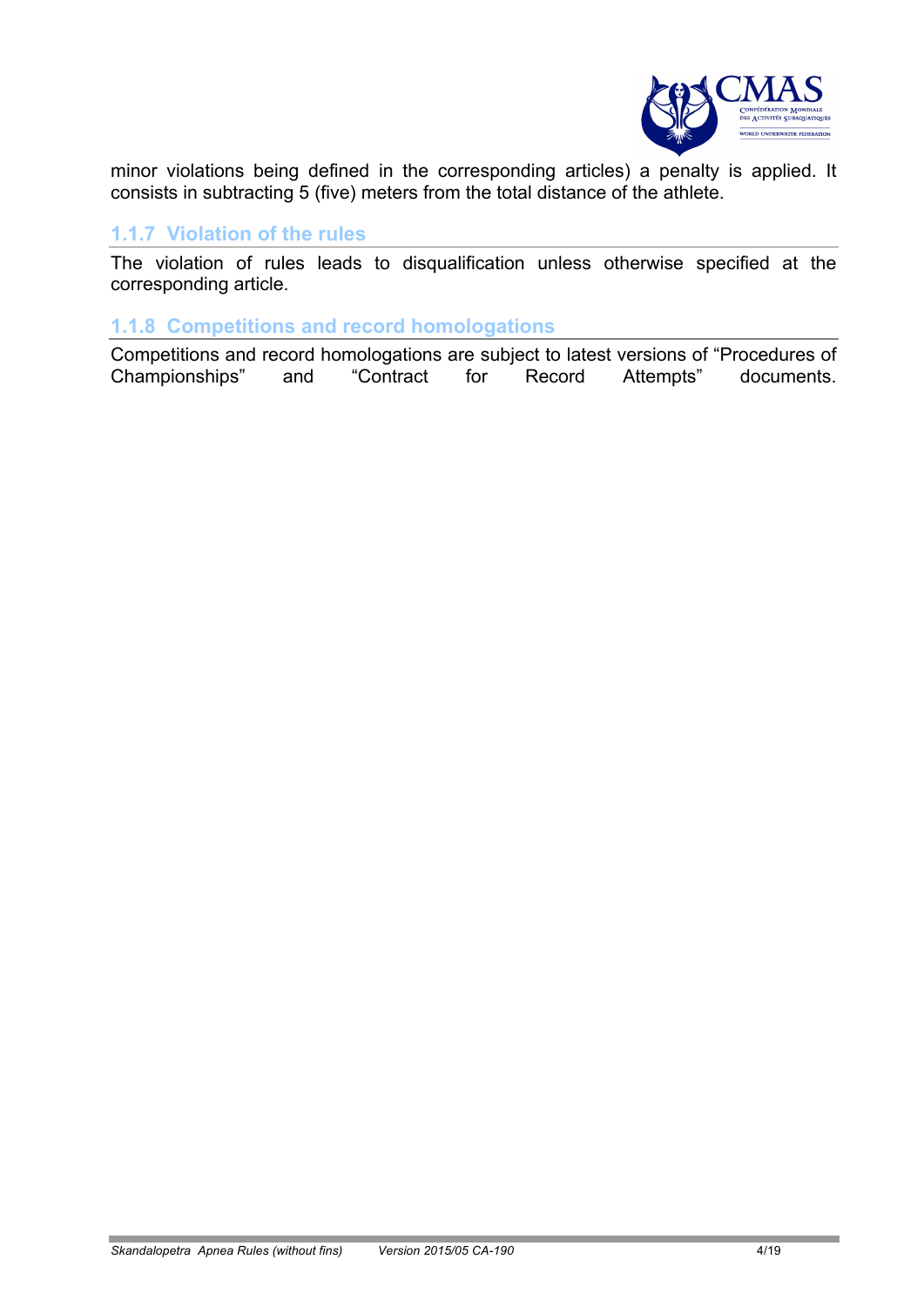minor violations being defined in the corresponding articles) a penalty is applied. It consists in subtracting 5 (five) meters from the total distance of the athlete.

### 1.1.7 Violation of the rules

The violation of rules leads to disqualification unless otherwise specified at the corresponding article.

### 1.1.8 Competitions and record homologations

Competitions and record homologations are subject to latest versions of "Procedures of Championships" and "Contract for Record Attempts" documents.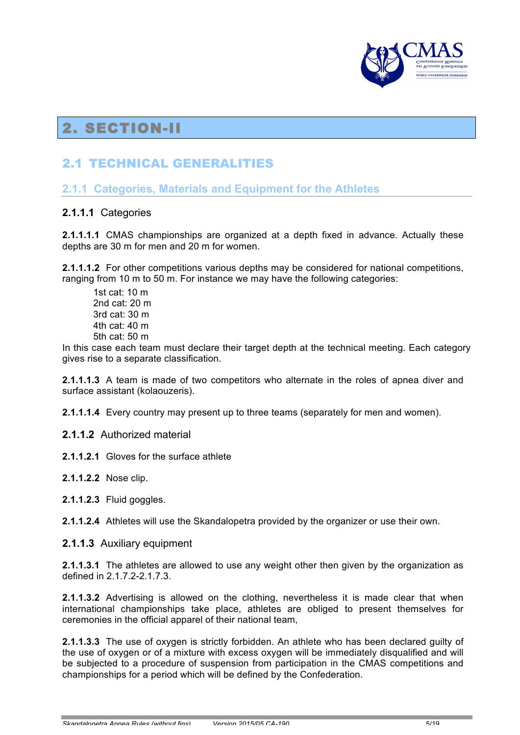# 2. SECTION-II

## 2.1 TECHNICAL GENERALITIES

### 2.1.1 Categories, Materials and Equipment for the Athletes

#### 2.1.1.1 Categories

**2.1.1.1.1** CMAS championships are organized at a depth fixed in advance. Actually these depths are 30 m for men and 20 m for women.

**2.1.1.1.2** For other competitions various depths may be considered for national competitions, ranging from 10 m to 50 m. For instance we may have the following categories:

1st cat: 10 m
2nd cat: 20 m
3rd cat: 30 m
4th cat: 40 m
5th cat: 50 m

In this case each team must declare their target depth at the technical meeting. Each category gives rise to a separate classification.

**2.1.1.1.3** A team is made of two competitors who alternate in the roles of apnea diver and surface assistant (kolaouzeris).

**2.1.1.1.4** Every country may present up to three teams (separately for men and women).

#### 2.1.1.2 Authorized material

**2.1.1.2.1** Gloves for the surface athlete

**2.1.1.2.2** Nose clip.

**2.1.1.2.3** Fluid goggles.

**2.1.1.2.4** Athletes will use the Skandalopetra provided by the organizer or use their own.

#### 2.1.1.3 Auxiliary equipment

**2.1.1.3.1** The athletes are allowed to use any weight other then given by the organization as defined in 2.1.7.2-2.1.7.3.

**2.1.1.3.2** Advertising is allowed on the clothing, nevertheless it is made clear that when international championships take place, athletes are obliged to present themselves for ceremonies in the official apparel of their national team,

**2.1.1.3.3** The use of oxygen is strictly forbidden. An athlete who has been declared guilty of the use of oxygen or of a mixture with excess oxygen will be immediately disqualified and will be subjected to a procedure of suspension from participation in the CMAS competitions and championships for a period which will be defined by the Confederation.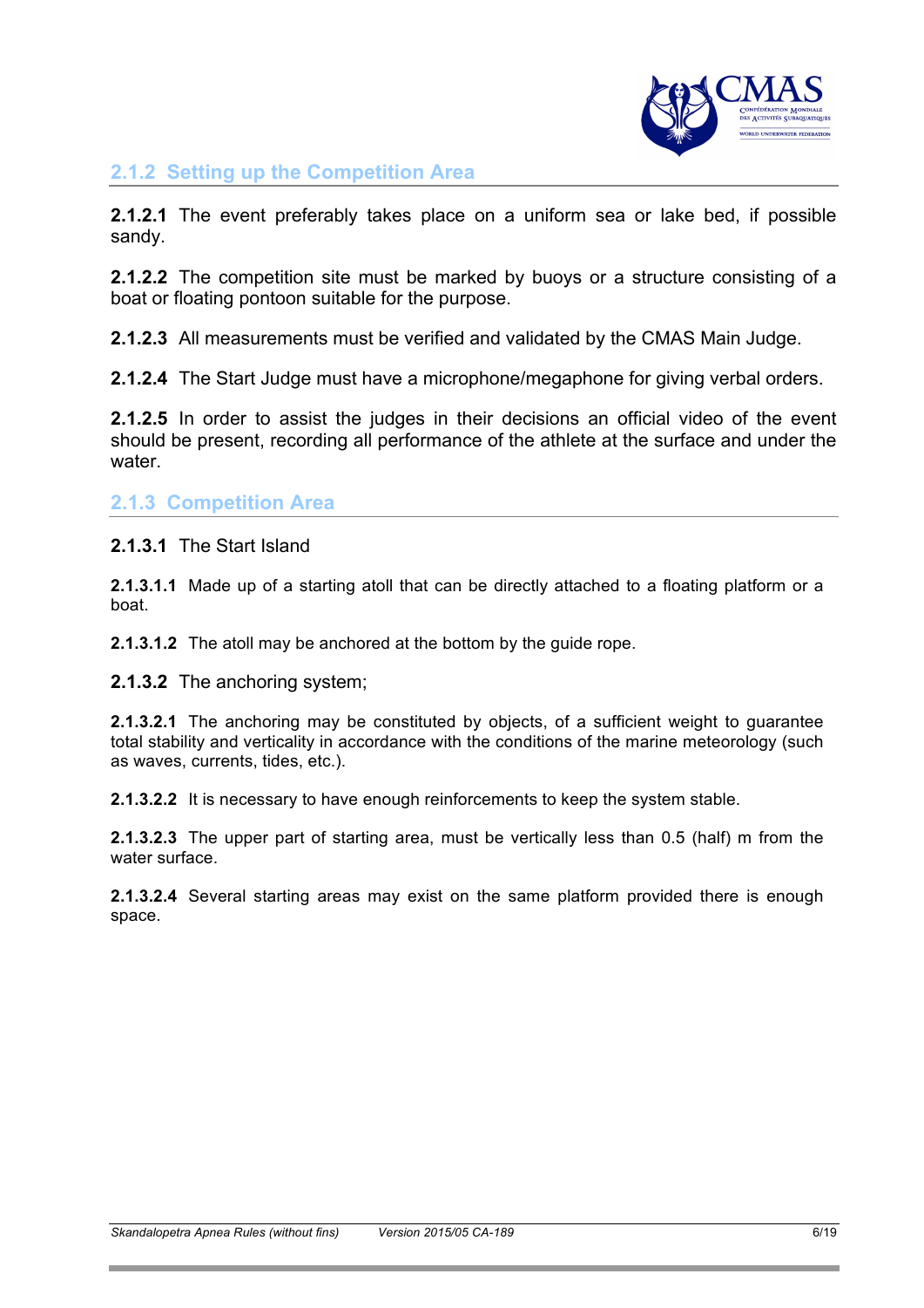### 2.1.2 Setting up the Competition Area

**2.1.2.1** The event preferably takes place on a uniform sea or lake bed, if possible sandy.

**2.1.2.2** The competition site must be marked by buoys or a structure consisting of a boat or floating pontoon suitable for the purpose.

**2.1.2.3** All measurements must be verified and validated by the CMAS Main Judge.

**2.1.2.4** The Start Judge must have a microphone/megaphone for giving verbal orders.

**2.1.2.5** In order to assist the judges in their decisions an official video of the event should be present, recording all performance of the athlete at the surface and under the water.

### 2.1.3 Competition Area

**2.1.3.1** The Start Island

**2.1.3.1.1** Made up of a starting atoll that can be directly attached to a floating platform or a boat.

**2.1.3.1.2** The atoll may be anchored at the bottom by the guide rope.

**2.1.3.2** The anchoring system;

**2.1.3.2.1** The anchoring may be constituted by objects, of a sufficient weight to guarantee total stability and verticality in accordance with the conditions of the marine meteorology (such as waves, currents, tides, etc.).

**2.1.3.2.2** It is necessary to have enough reinforcements to keep the system stable.

**2.1.3.2.3** The upper part of starting area, must be vertically less than 0.5 (half) m from the water surface.

**2.1.3.2.4** Several starting areas may exist on the same platform provided there is enough space.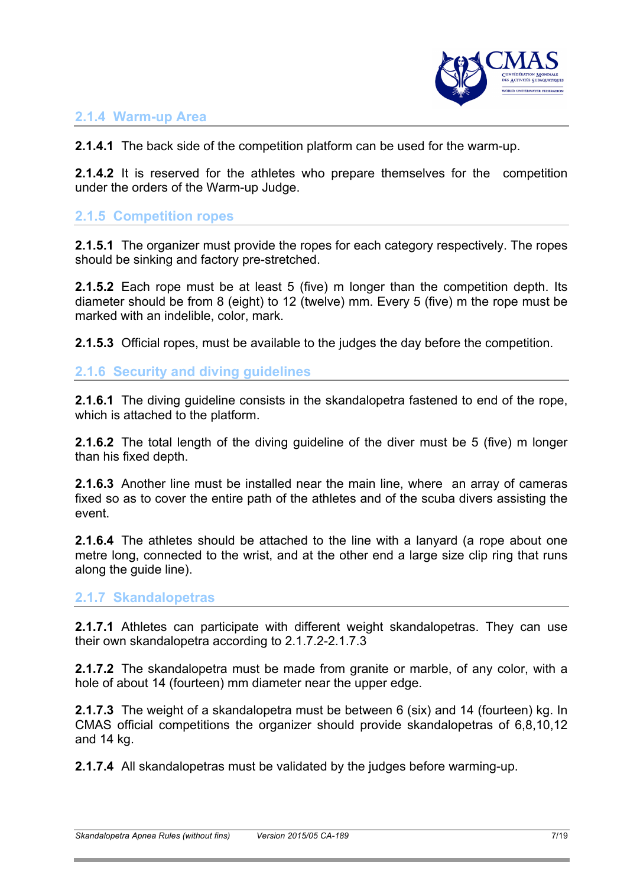### 2.1.4 Warm-up Area

**2.1.4.1** The back side of the competition platform can be used for the warm-up.

**2.1.4.2** It is reserved for the athletes who prepare themselves for the competition under the orders of the Warm-up Judge.

### 2.1.5 Competition ropes

**2.1.5.1** The organizer must provide the ropes for each category respectively. The ropes should be sinking and factory pre-stretched.

**2.1.5.2** Each rope must be at least 5 (five) m longer than the competition depth. Its diameter should be from 8 (eight) to 12 (twelve) mm. Every 5 (five) m the rope must be marked with an indelible, color, mark.

**2.1.5.3** Official ropes, must be available to the judges the day before the competition.

### 2.1.6 Security and diving guidelines

**2.1.6.1** The diving guideline consists in the skandalopetra fastened to end of the rope, which is attached to the platform.

**2.1.6.2** The total length of the diving guideline of the diver must be 5 (five) m longer than his fixed depth.

**2.1.6.3** Another line must be installed near the main line, where an array of cameras fixed so as to cover the entire path of the athletes and of the scuba divers assisting the event.

**2.1.6.4** The athletes should be attached to the line with a lanyard (a rope about one metre long, connected to the wrist, and at the other end a large size clip ring that runs along the guide line).

### 2.1.7 Skandalopetras

**2.1.7.1** Athletes can participate with different weight skandalopetras. They can use their own skandalopetra according to 2.1.7.2-2.1.7.3

**2.1.7.2** The skandalopetra must be made from granite or marble, of any color, with a hole of about 14 (fourteen) mm diameter near the upper edge.

**2.1.7.3** The weight of a skandalopetra must be between 6 (six) and 14 (fourteen) kg. In CMAS official competitions the organizer should provide skandalopetras of 6,8,10,12 and 14 kg.

**2.1.7.4** All skandalopetras must be validated by the judges before warming-up.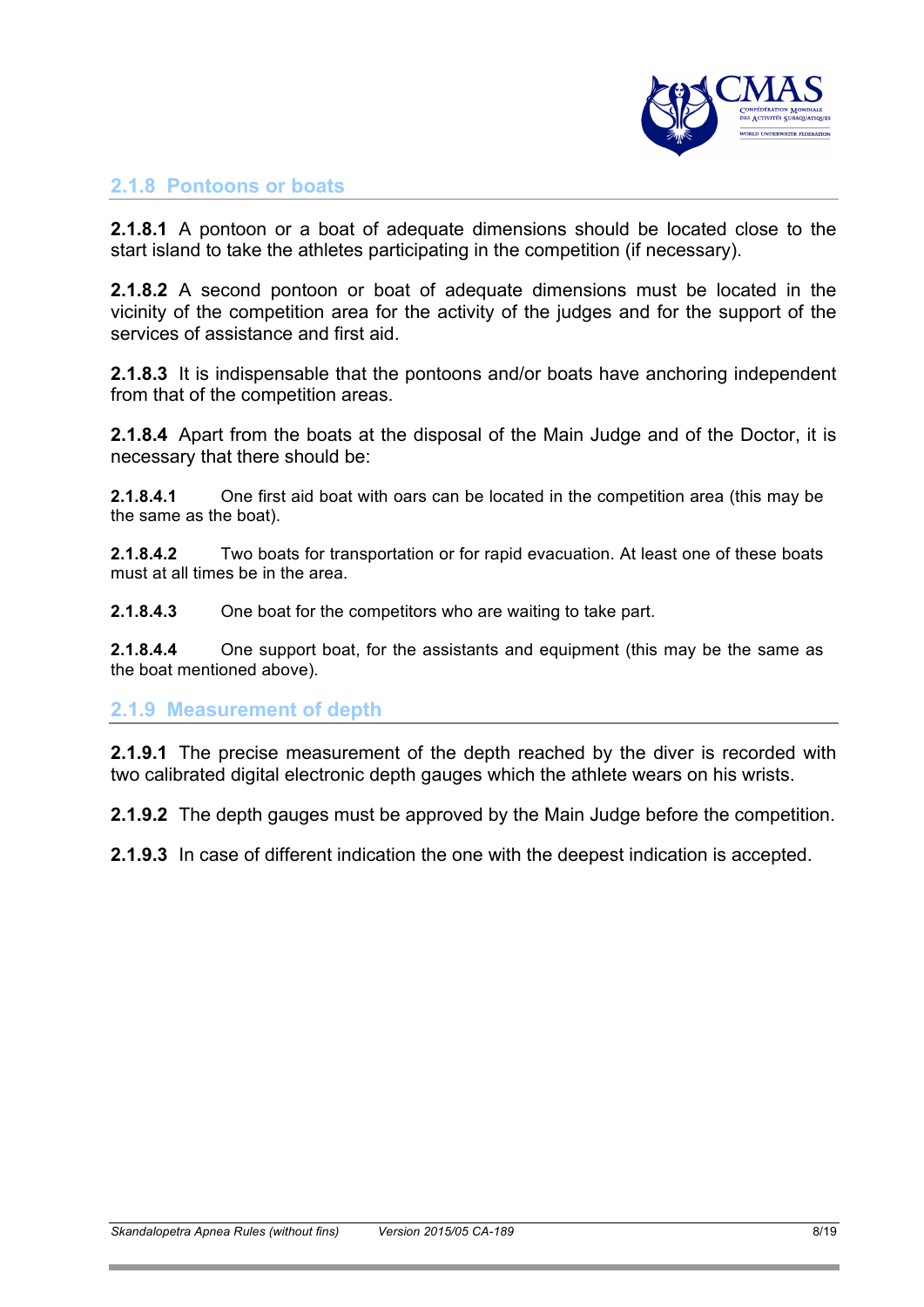### 2.1.8 Pontoons or boats

**2.1.8.1** A pontoon or a boat of adequate dimensions should be located close to the start island to take the athletes participating in the competition (if necessary).

**2.1.8.2** A second pontoon or boat of adequate dimensions must be located in the vicinity of the competition area for the activity of the judges and for the support of the services of assistance and first aid.

**2.1.8.3** It is indispensable that the pontoons and/or boats have anchoring independent from that of the competition areas.

**2.1.8.4** Apart from the boats at the disposal of the Main Judge and of the Doctor, it is necessary that there should be:

**2.1.8.4.1** One first aid boat with oars can be located in the competition area (this may be the same as the boat).

**2.1.8.4.2** Two boats for transportation or for rapid evacuation. At least one of these boats must at all times be in the area.

**2.1.8.4.3** One boat for the competitors who are waiting to take part.

**2.1.8.4.4** One support boat, for the assistants and equipment (this may be the same as the boat mentioned above).

### 2.1.9 Measurement of depth

**2.1.9.1** The precise measurement of the depth reached by the diver is recorded with two calibrated digital electronic depth gauges which the athlete wears on his wrists.

**2.1.9.2** The depth gauges must be approved by the Main Judge before the competition.

**2.1.9.3** In case of different indication the one with the deepest indication is accepted.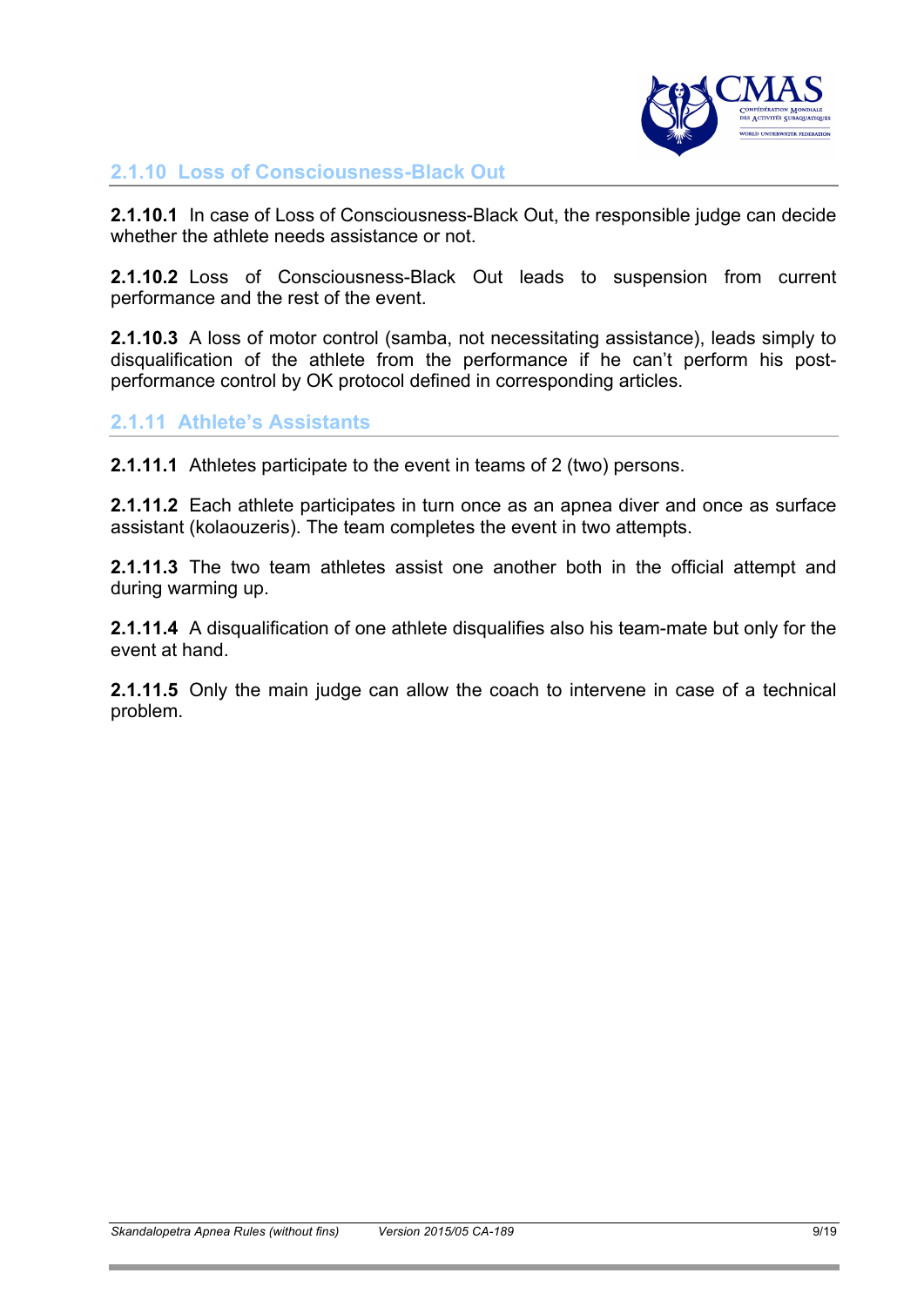### 2.1.10 Loss of Consciousness-Black Out

**2.1.10.1** In case of Loss of Consciousness-Black Out, the responsible judge can decide whether the athlete needs assistance or not.

**2.1.10.2** Loss of Consciousness-Black Out leads to suspension from current performance and the rest of the event.

**2.1.10.3** A loss of motor control (samba, not necessitating assistance), leads simply to disqualification of the athlete from the performance if he can't perform his post-performance control by OK protocol defined in corresponding articles.

### 2.1.11 Athlete's Assistants

**2.1.11.1** Athletes participate to the event in teams of 2 (two) persons.

**2.1.11.2** Each athlete participates in turn once as an apnea diver and once as surface assistant (kolaouzeris). The team completes the event in two attempts.

**2.1.11.3** The two team athletes assist one another both in the official attempt and during warming up.

**2.1.11.4** A disqualification of one athlete disqualifies also his team-mate but only for the event at hand.

**2.1.11.5** Only the main judge can allow the coach to intervene in case of a technical problem.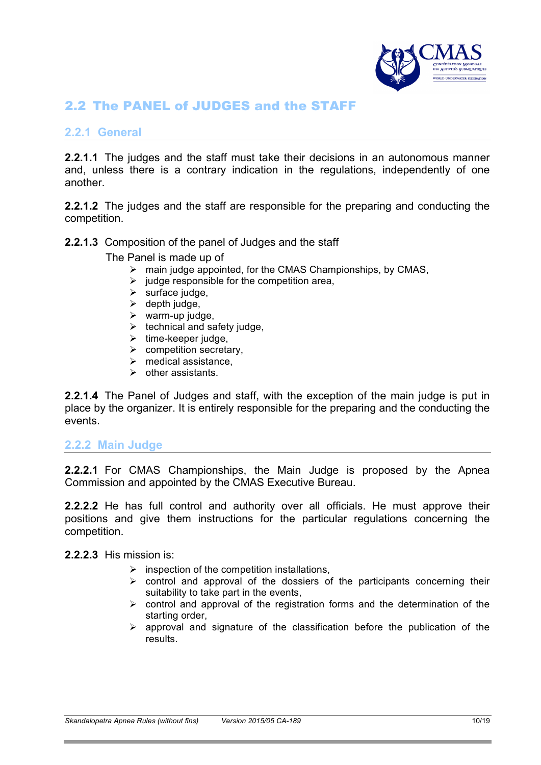## 2.2 The PANEL of JUDGES and the STAFF

### 2.2.1 General

**2.2.1.1** The judges and the staff must take their decisions in an autonomous manner and, unless there is a contrary indication in the regulations, independently of one another.

**2.2.1.2** The judges and the staff are responsible for the preparing and conducting the competition.

**2.2.1.3** Composition of the panel of Judges and the staff

The Panel is made up of

- main judge appointed, for the CMAS Championships, by CMAS,
- judge responsible for the competition area,
- surface judge,
- depth judge,
- warm-up judge,
- technical and safety judge,
- time-keeper judge,
- competition secretary,
- medical assistance,
- other assistants.

**2.2.1.4** The Panel of Judges and staff, with the exception of the main judge is put in place by the organizer. It is entirely responsible for the preparing and the conducting the events.

### 2.2.2 Main Judge

**2.2.2.1** For CMAS Championships, the Main Judge is proposed by the Apnea Commission and appointed by the CMAS Executive Bureau.

**2.2.2.2** He has full control and authority over all officials. He must approve their positions and give them instructions for the particular regulations concerning the competition.

**2.2.2.3** His mission is:

- inspection of the competition installations,
- control and approval of the dossiers of the participants concerning their suitability to take part in the events,
- control and approval of the registration forms and the determination of the starting order,
- approval and signature of the classification before the publication of the results.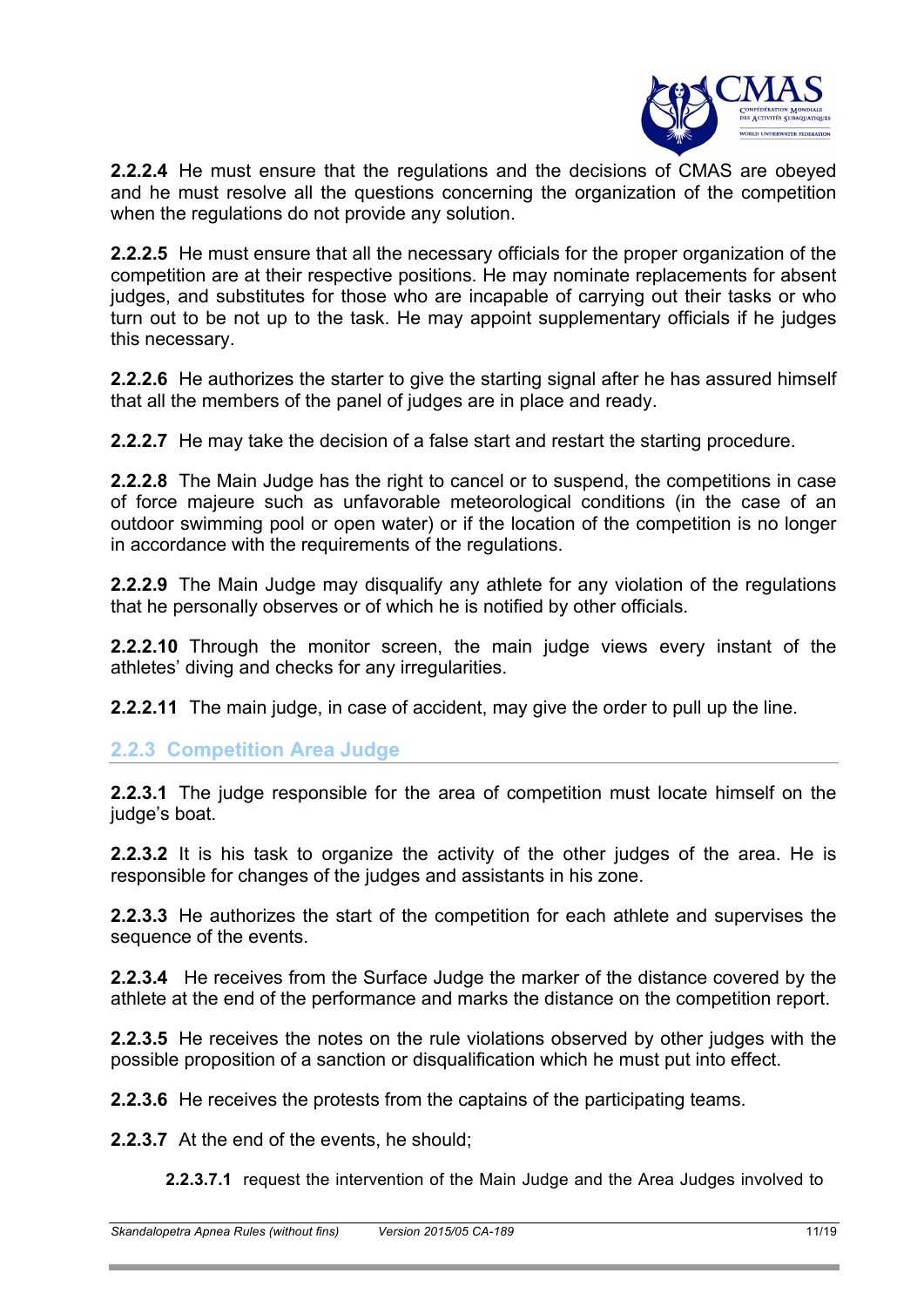**2.2.2.4** He must ensure that the regulations and the decisions of CMAS are obeyed and he must resolve all the questions concerning the organization of the competition when the regulations do not provide any solution.

**2.2.2.5** He must ensure that all the necessary officials for the proper organization of the competition are at their respective positions. He may nominate replacements for absent judges, and substitutes for those who are incapable of carrying out their tasks or who turn out to be not up to the task. He may appoint supplementary officials if he judges this necessary.

**2.2.2.6** He authorizes the starter to give the starting signal after he has assured himself that all the members of the panel of judges are in place and ready.

**2.2.2.7** He may take the decision of a false start and restart the starting procedure.

**2.2.2.8** The Main Judge has the right to cancel or to suspend, the competitions in case of force majeure such as unfavorable meteorological conditions (in the case of an outdoor swimming pool or open water) or if the location of the competition is no longer in accordance with the requirements of the regulations.

**2.2.2.9** The Main Judge may disqualify any athlete for any violation of the regulations that he personally observes or of which he is notified by other officials.

**2.2.2.10** Through the monitor screen, the main judge views every instant of the athletes' diving and checks for any irregularities.

**2.2.2.11** The main judge, in case of accident, may give the order to pull up the line.

### 2.2.3 Competition Area Judge

**2.2.3.1** The judge responsible for the area of competition must locate himself on the judge's boat.

**2.2.3.2** It is his task to organize the activity of the other judges of the area. He is responsible for changes of the judges and assistants in his zone.

**2.2.3.3** He authorizes the start of the competition for each athlete and supervises the sequence of the events.

**2.2.3.4** He receives from the Surface Judge the marker of the distance covered by the athlete at the end of the performance and marks the distance on the competition report.

**2.2.3.5** He receives the notes on the rule violations observed by other judges with the possible proposition of a sanction or disqualification which he must put into effect.

**2.2.3.6** He receives the protests from the captains of the participating teams.

**2.2.3.7** At the end of the events, he should;

**2.2.3.7.1** request the intervention of the Main Judge and the Area Judges involved to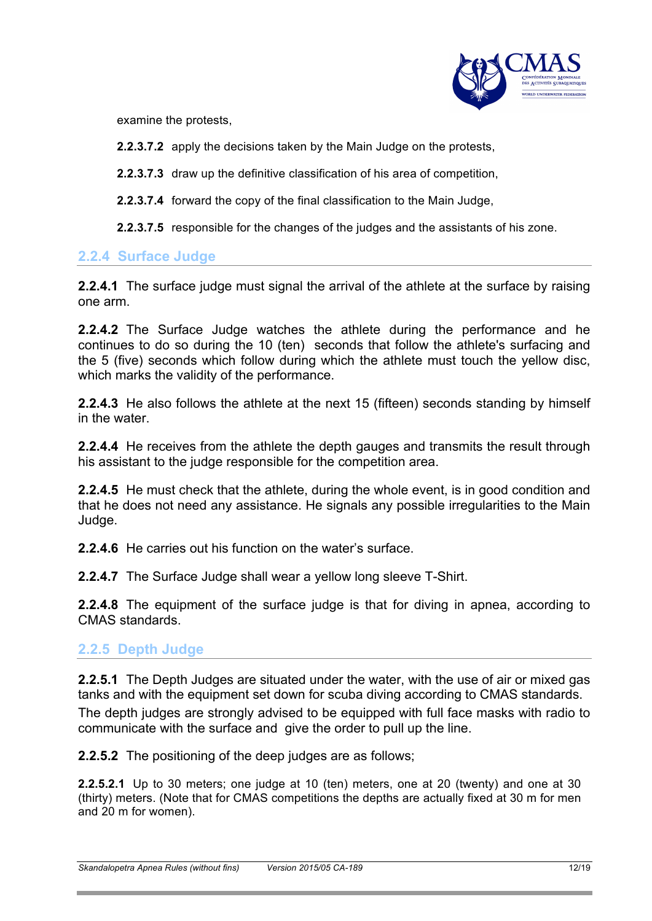examine the protests,

**2.2.3.7.2** apply the decisions taken by the Main Judge on the protests,

**2.2.3.7.3** draw up the definitive classification of his area of competition,

**2.2.3.7.4** forward the copy of the final classification to the Main Judge,

**2.2.3.7.5** responsible for the changes of the judges and the assistants of his zone.

### 2.2.4 Surface Judge

**2.2.4.1** The surface judge must signal the arrival of the athlete at the surface by raising one arm.

**2.2.4.2** The Surface Judge watches the athlete during the performance and he continues to do so during the 10 (ten) seconds that follow the athlete's surfacing and the 5 (five) seconds which follow during which the athlete must touch the yellow disc, which marks the validity of the performance.

**2.2.4.3** He also follows the athlete at the next 15 (fifteen) seconds standing by himself in the water.

**2.2.4.4** He receives from the athlete the depth gauges and transmits the result through his assistant to the judge responsible for the competition area.

**2.2.4.5** He must check that the athlete, during the whole event, is in good condition and that he does not need any assistance. He signals any possible irregularities to the Main Judge.

**2.2.4.6** He carries out his function on the water's surface.

**2.2.4.7** The Surface Judge shall wear a yellow long sleeve T-Shirt.

**2.2.4.8** The equipment of the surface judge is that for diving in apnea, according to CMAS standards.

### 2.2.5 Depth Judge

**2.2.5.1** The Depth Judges are situated under the water, with the use of air or mixed gas tanks and with the equipment set down for scuba diving according to CMAS standards.
The depth judges are strongly advised to be equipped with full face masks with radio to communicate with the surface and give the order to pull up the line.

**2.2.5.2** The positioning of the deep judges are as follows;

**2.2.5.2.1** Up to 30 meters; one judge at 10 (ten) meters, one at 20 (twenty) and one at 30 (thirty) meters. (Note that for CMAS competitions the depths are actually fixed at 30 m for men and 20 m for women).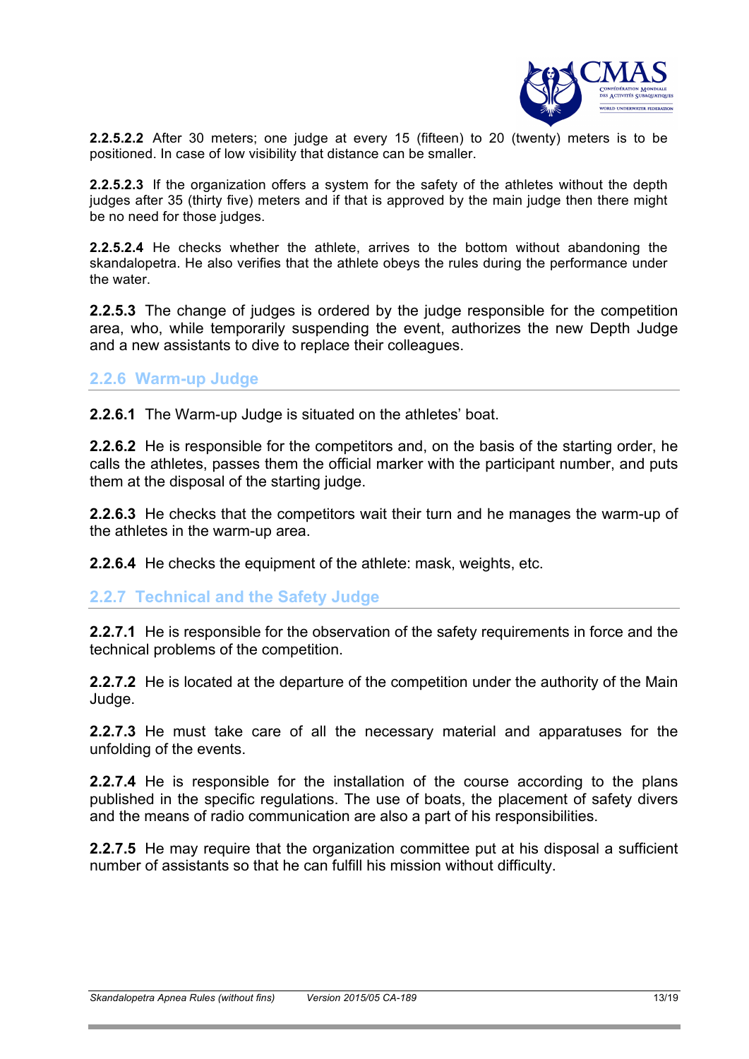**2.2.5.2.2** After 30 meters; one judge at every 15 (fifteen) to 20 (twenty) meters is to be positioned. In case of low visibility that distance can be smaller.

**2.2.5.2.3** If the organization offers a system for the safety of the athletes without the depth judges after 35 (thirty five) meters and if that is approved by the main judge then there might be no need for those judges.

**2.2.5.2.4** He checks whether the athlete, arrives to the bottom without abandoning the skandalopetra. He also verifies that the athlete obeys the rules during the performance under the water.

**2.2.5.3** The change of judges is ordered by the judge responsible for the competition area, who, while temporarily suspending the event, authorizes the new Depth Judge and a new assistants to dive to replace their colleagues.

### 2.2.6 Warm-up Judge

**2.2.6.1** The Warm-up Judge is situated on the athletes' boat.

**2.2.6.2** He is responsible for the competitors and, on the basis of the starting order, he calls the athletes, passes them the official marker with the participant number, and puts them at the disposal of the starting judge.

**2.2.6.3** He checks that the competitors wait their turn and he manages the warm-up of the athletes in the warm-up area.

**2.2.6.4** He checks the equipment of the athlete: mask, weights, etc.

### 2.2.7 Technical and the Safety Judge

**2.2.7.1** He is responsible for the observation of the safety requirements in force and the technical problems of the competition.

**2.2.7.2** He is located at the departure of the competition under the authority of the Main Judge.

**2.2.7.3** He must take care of all the necessary material and apparatuses for the unfolding of the events.

**2.2.7.4** He is responsible for the installation of the course according to the plans published in the specific regulations. The use of boats, the placement of safety divers and the means of radio communication are also a part of his responsibilities.

**2.2.7.5** He may require that the organization committee put at his disposal a sufficient number of assistants so that he can fulfill his mission without difficulty.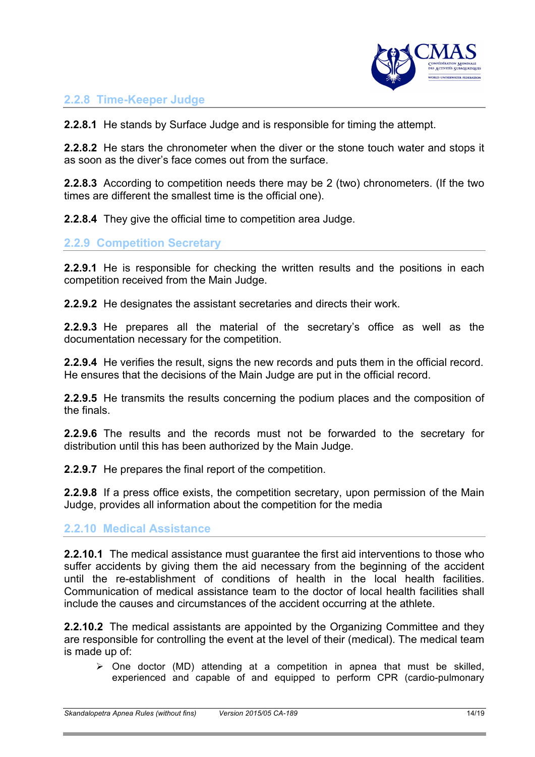### 2.2.8 Time-Keeper Judge

**2.2.8.1** He stands by Surface Judge and is responsible for timing the attempt.

**2.2.8.2** He stars the chronometer when the diver or the stone touch water and stops it as soon as the diver's face comes out from the surface.

**2.2.8.3** According to competition needs there may be 2 (two) chronometers. (If the two times are different the smallest time is the official one).

**2.2.8.4** They give the official time to competition area Judge.

### 2.2.9 Competition Secretary

**2.2.9.1** He is responsible for checking the written results and the positions in each competition received from the Main Judge.

**2.2.9.2** He designates the assistant secretaries and directs their work.

**2.2.9.3** He prepares all the material of the secretary's office as well as the documentation necessary for the competition.

**2.2.9.4** He verifies the result, signs the new records and puts them in the official record. He ensures that the decisions of the Main Judge are put in the official record.

**2.2.9.5** He transmits the results concerning the podium places and the composition of the finals.

**2.2.9.6** The results and the records must not be forwarded to the secretary for distribution until this has been authorized by the Main Judge.

**2.2.9.7** He prepares the final report of the competition.

**2.2.9.8** If a press office exists, the competition secretary, upon permission of the Main Judge, provides all information about the competition for the media

### 2.2.10 Medical Assistance

**2.2.10.1** The medical assistance must guarantee the first aid interventions to those who suffer accidents by giving them the aid necessary from the beginning of the accident until the re-establishment of conditions of health in the local health facilities. Communication of medical assistance team to the doctor of local health facilities shall include the causes and circumstances of the accident occurring at the athlete.

**2.2.10.2** The medical assistants are appointed by the Organizing Committee and they are responsible for controlling the event at the level of their (medical). The medical team is made up of:

- One doctor (MD) attending at a competition in apnea that must be skilled, experienced and capable of and equipped to perform CPR (cardio-pulmonary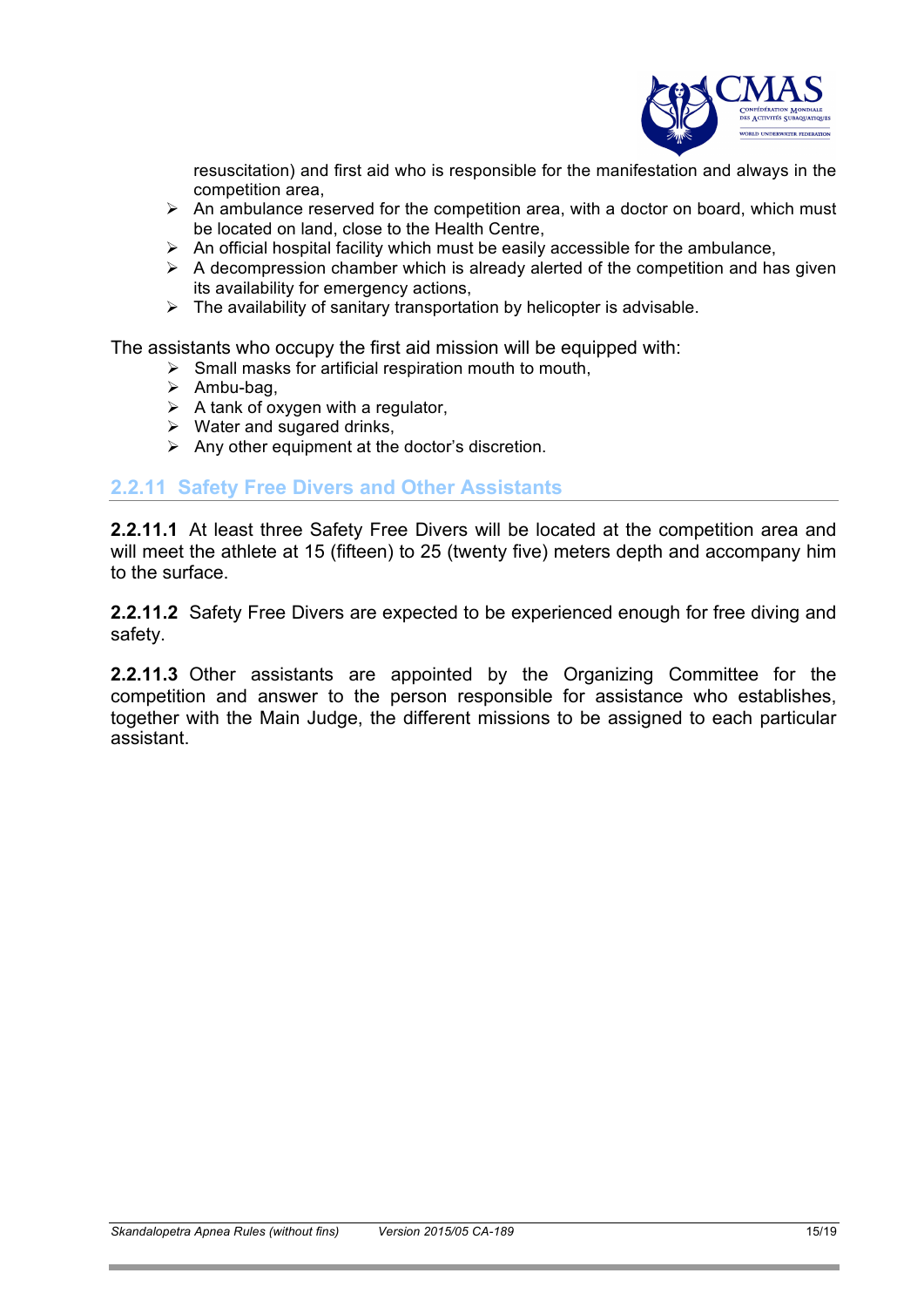resuscitation) and first aid who is responsible for the manifestation and always in the competition area,

- An ambulance reserved for the competition area, with a doctor on board, which must be located on land, close to the Health Centre,
- An official hospital facility which must be easily accessible for the ambulance,
- A decompression chamber which is already alerted of the competition and has given its availability for emergency actions,
- The availability of sanitary transportation by helicopter is advisable.

The assistants who occupy the first aid mission will be equipped with:

- Small masks for artificial respiration mouth to mouth,
- Ambu-bag,
- A tank of oxygen with a regulator,
- Water and sugared drinks,
- Any other equipment at the doctor's discretion.

### 2.2.11 Safety Free Divers and Other Assistants

**2.2.11.1** At least three Safety Free Divers will be located at the competition area and will meet the athlete at 15 (fifteen) to 25 (twenty five) meters depth and accompany him to the surface.

**2.2.11.2** Safety Free Divers are expected to be experienced enough for free diving and safety.

**2.2.11.3** Other assistants are appointed by the Organizing Committee for the competition and answer to the person responsible for assistance who establishes, together with the Main Judge, the different missions to be assigned to each particular assistant.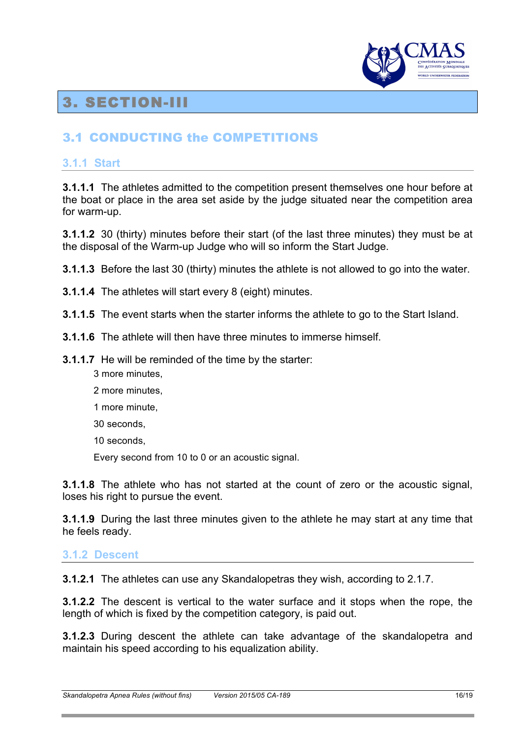# 3. SECTION-III

## 3.1 CONDUCTING the COMPETITIONS

### 3.1.1 Start

**3.1.1.1** The athletes admitted to the competition present themselves one hour before at the boat or place in the area set aside by the judge situated near the competition area for warm-up.

**3.1.1.2** 30 (thirty) minutes before their start (of the last three minutes) they must be at the disposal of the Warm-up Judge who will so inform the Start Judge.

**3.1.1.3** Before the last 30 (thirty) minutes the athlete is not allowed to go into the water.

**3.1.1.4** The athletes will start every 8 (eight) minutes.

**3.1.1.5** The event starts when the starter informs the athlete to go to the Start Island.

**3.1.1.6** The athlete will then have three minutes to immerse himself.

**3.1.1.7** He will be reminded of the time by the starter:

3 more minutes,

2 more minutes,

1 more minute,

30 seconds,

10 seconds,

Every second from 10 to 0 or an acoustic signal.

**3.1.1.8** The athlete who has not started at the count of zero or the acoustic signal, loses his right to pursue the event.

**3.1.1.9** During the last three minutes given to the athlete he may start at any time that he feels ready.

### 3.1.2 Descent

**3.1.2.1** The athletes can use any Skandalopetras they wish, according to 2.1.7.

**3.1.2.2** The descent is vertical to the water surface and it stops when the rope, the length of which is fixed by the competition category, is paid out.

**3.1.2.3** During descent the athlete can take advantage of the skandalopetra and maintain his speed according to his equalization ability.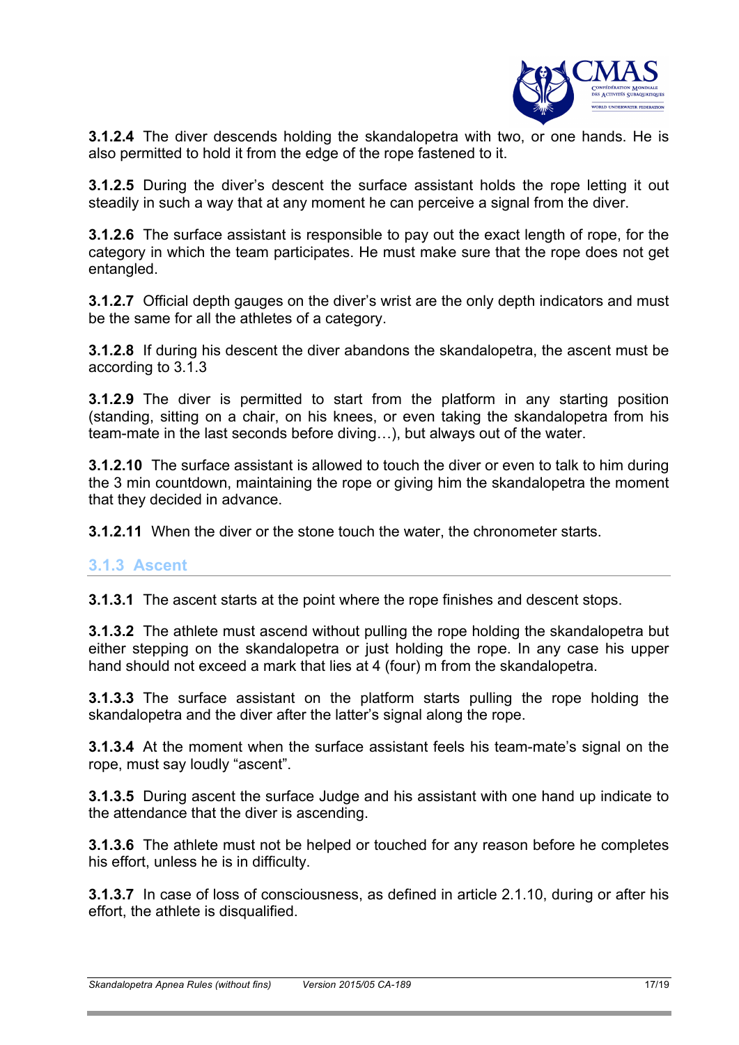**3.1.2.4** The diver descends holding the skandalopetra with two, or one hands. He is also permitted to hold it from the edge of the rope fastened to it.

**3.1.2.5** During the diver's descent the surface assistant holds the rope letting it out steadily in such a way that at any moment he can perceive a signal from the diver.

**3.1.2.6** The surface assistant is responsible to pay out the exact length of rope, for the category in which the team participates. He must make sure that the rope does not get entangled.

**3.1.2.7** Official depth gauges on the diver's wrist are the only depth indicators and must be the same for all the athletes of a category.

**3.1.2.8** If during his descent the diver abandons the skandalopetra, the ascent must be according to 3.1.3

**3.1.2.9** The diver is permitted to start from the platform in any starting position (standing, sitting on a chair, on his knees, or even taking the skandalopetra from his team-mate in the last seconds before diving…), but always out of the water.

**3.1.2.10** The surface assistant is allowed to touch the diver or even to talk to him during the 3 min countdown, maintaining the rope or giving him the skandalopetra the moment that they decided in advance.

**3.1.2.11** When the diver or the stone touch the water, the chronometer starts.

### 3.1.3 Ascent

**3.1.3.1** The ascent starts at the point where the rope finishes and descent stops.

**3.1.3.2** The athlete must ascend without pulling the rope holding the skandalopetra but either stepping on the skandalopetra or just holding the rope. In any case his upper hand should not exceed a mark that lies at 4 (four) m from the skandalopetra.

**3.1.3.3** The surface assistant on the platform starts pulling the rope holding the skandalopetra and the diver after the latter's signal along the rope.

**3.1.3.4** At the moment when the surface assistant feels his team-mate's signal on the rope, must say loudly "ascent".

**3.1.3.5** During ascent the surface Judge and his assistant with one hand up indicate to the attendance that the diver is ascending.

**3.1.3.6** The athlete must not be helped or touched for any reason before he completes his effort, unless he is in difficulty.

**3.1.3.7** In case of loss of consciousness, as defined in article 2.1.10, during or after his effort, the athlete is disqualified.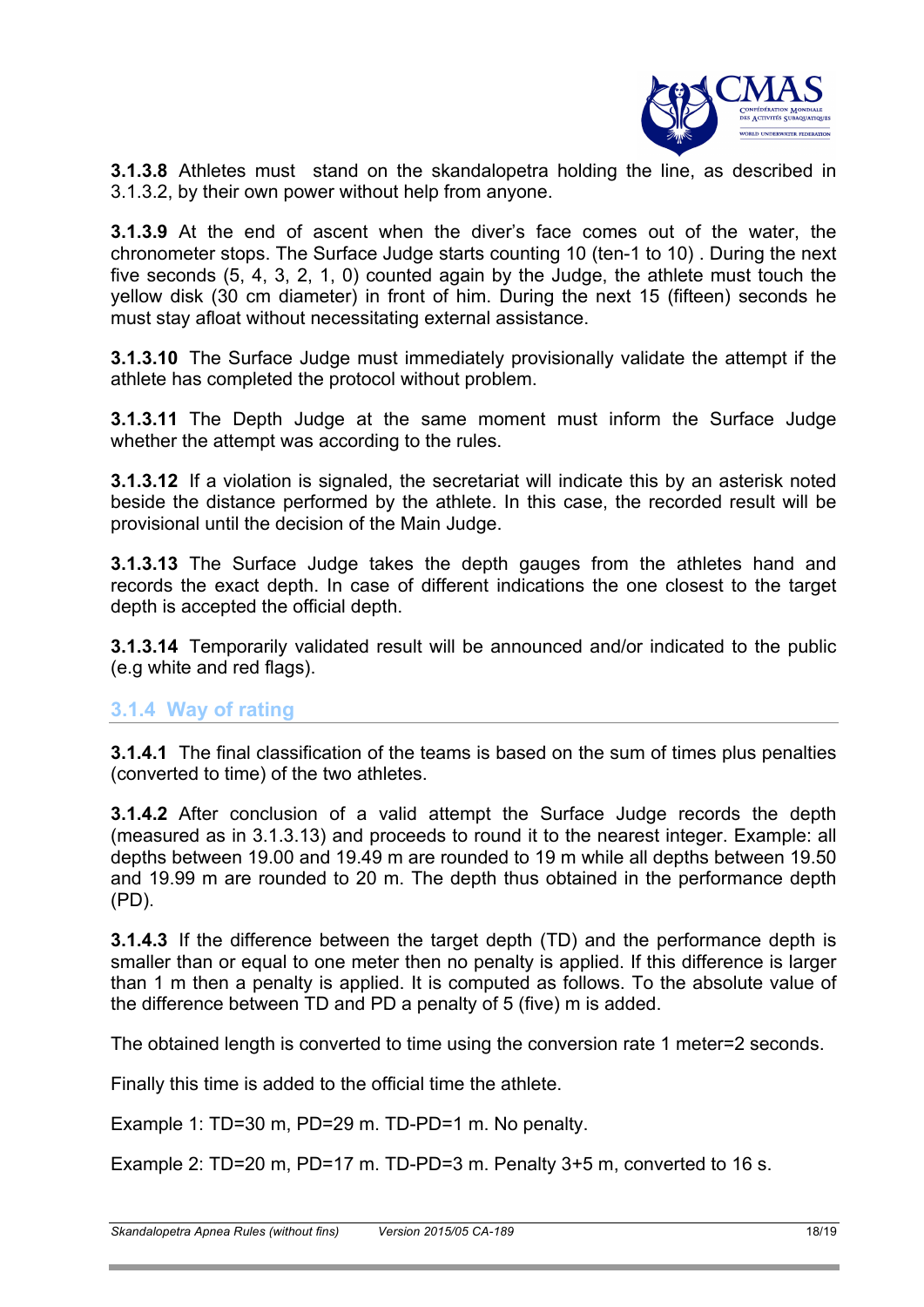**3.1.3.8** Athletes must stand on the skandalopetra holding the line, as described in 3.1.3.2, by their own power without help from anyone.

**3.1.3.9** At the end of ascent when the diver's face comes out of the water, the chronometer stops. The Surface Judge starts counting 10 (ten-1 to 10) . During the next five seconds (5, 4, 3, 2, 1, 0) counted again by the Judge, the athlete must touch the yellow disk (30 cm diameter) in front of him. During the next 15 (fifteen) seconds he must stay afloat without necessitating external assistance.

**3.1.3.10** The Surface Judge must immediately provisionally validate the attempt if the athlete has completed the protocol without problem.

**3.1.3.11** The Depth Judge at the same moment must inform the Surface Judge whether the attempt was according to the rules.

**3.1.3.12** If a violation is signaled, the secretariat will indicate this by an asterisk noted beside the distance performed by the athlete. In this case, the recorded result will be provisional until the decision of the Main Judge.

**3.1.3.13** The Surface Judge takes the depth gauges from the athletes hand and records the exact depth. In case of different indications the one closest to the target depth is accepted the official depth.

**3.1.3.14** Temporarily validated result will be announced and/or indicated to the public (e.g white and red flags).

### 3.1.4 Way of rating

**3.1.4.1** The final classification of the teams is based on the sum of times plus penalties (converted to time) of the two athletes.

**3.1.4.2** After conclusion of a valid attempt the Surface Judge records the depth (measured as in 3.1.3.13) and proceeds to round it to the nearest integer. Example: all depths between 19.00 and 19.49 m are rounded to 19 m while all depths between 19.50 and 19.99 m are rounded to 20 m. The depth thus obtained in the performance depth (PD).

**3.1.4.3** If the difference between the target depth (TD) and the performance depth is smaller than or equal to one meter then no penalty is applied. If this difference is larger than 1 m then a penalty is applied. It is computed as follows. To the absolute value of the difference between TD and PD a penalty of 5 (five) m is added.

The obtained length is converted to time using the conversion rate 1 meter=2 seconds.

Finally this time is added to the official time the athlete.

Example 1: TD=30 m, PD=29 m. TD-PD=1 m. No penalty.

Example 2: TD=20 m, PD=17 m. TD-PD=3 m. Penalty 3+5 m, converted to 16 s.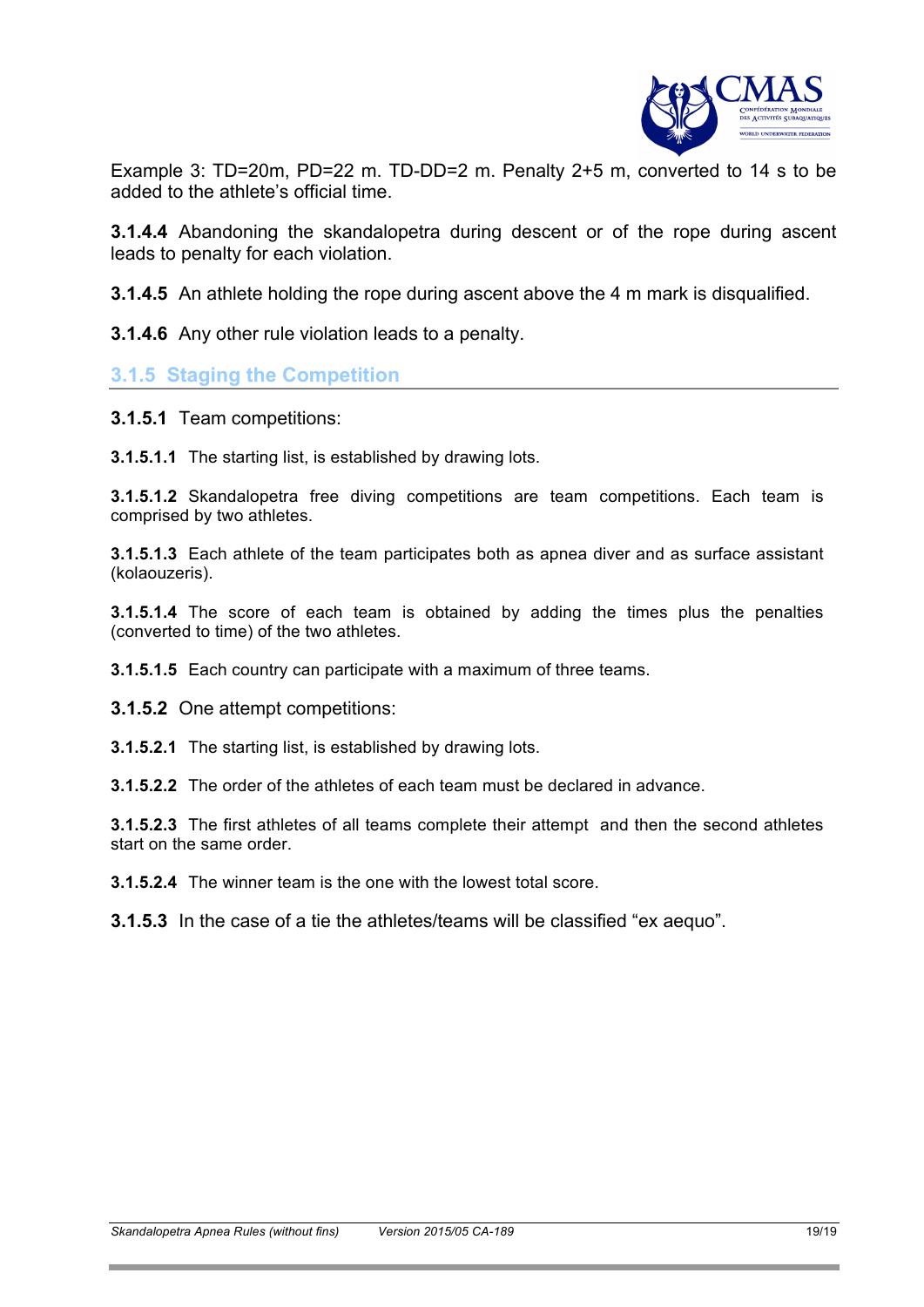Example 3: TD=20m, PD=22 m. TD-DD=2 m. Penalty 2+5 m, converted to 14 s to be added to the athlete's official time.

**3.1.4.4** Abandoning the skandalopetra during descent or of the rope during ascent leads to penalty for each violation.

**3.1.4.5** An athlete holding the rope during ascent above the 4 m mark is disqualified.

**3.1.4.6** Any other rule violation leads to a penalty.

### 3.1.5 Staging the Competition

**3.1.5.1** Team competitions:

**3.1.5.1.1** The starting list, is established by drawing lots.

**3.1.5.1.2** Skandalopetra free diving competitions are team competitions. Each team is comprised by two athletes.

**3.1.5.1.3** Each athlete of the team participates both as apnea diver and as surface assistant (kolaouzeris).

**3.1.5.1.4** The score of each team is obtained by adding the times plus the penalties (converted to time) of the two athletes.

**3.1.5.1.5** Each country can participate with a maximum of three teams.

**3.1.5.2** One attempt competitions:

**3.1.5.2.1** The starting list, is established by drawing lots.

**3.1.5.2.2** The order of the athletes of each team must be declared in advance.

**3.1.5.2.3** The first athletes of all teams complete their attempt and then the second athletes start on the same order.

**3.1.5.2.4** The winner team is the one with the lowest total score.

**3.1.5.3** In the case of a tie the athletes/teams will be classified "ex aequo".